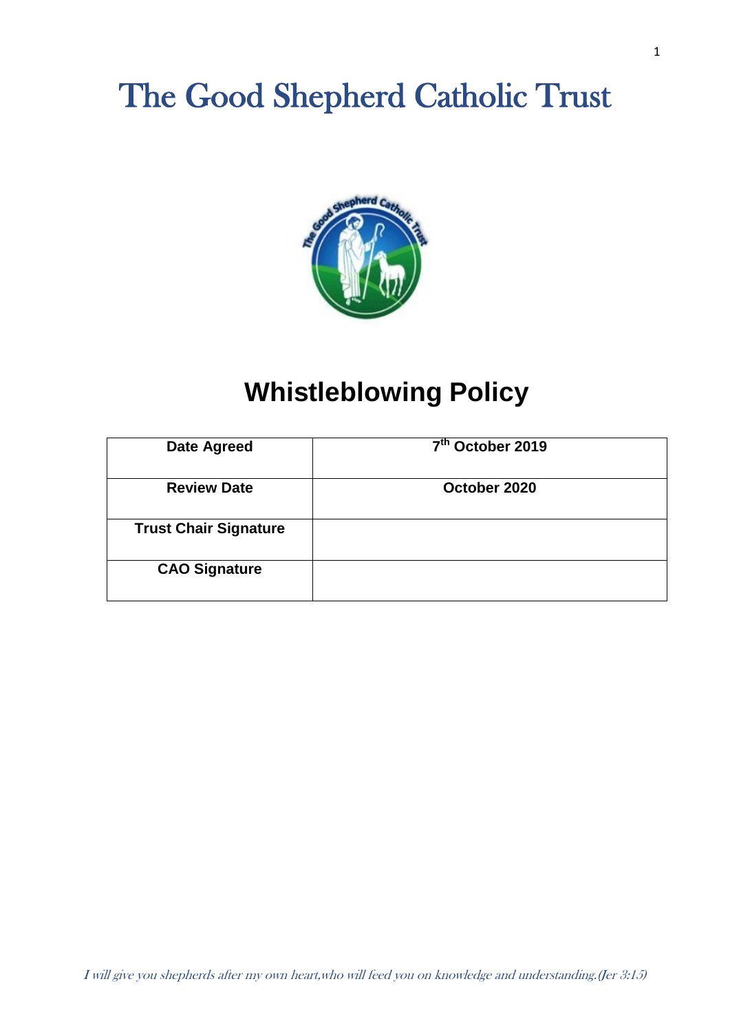# The Good Shepherd Catholic Trust

## Whistleblowing Policy

| Date Agreed | 7th October 2019 |
|---|---|
| Review Date | October 2020 |
| Trust Chair Signature | |
| CAO Signature | |

*I will give you shepherds after my own heart,who will feed you on knowledge and understanding.(Jer 3:15)*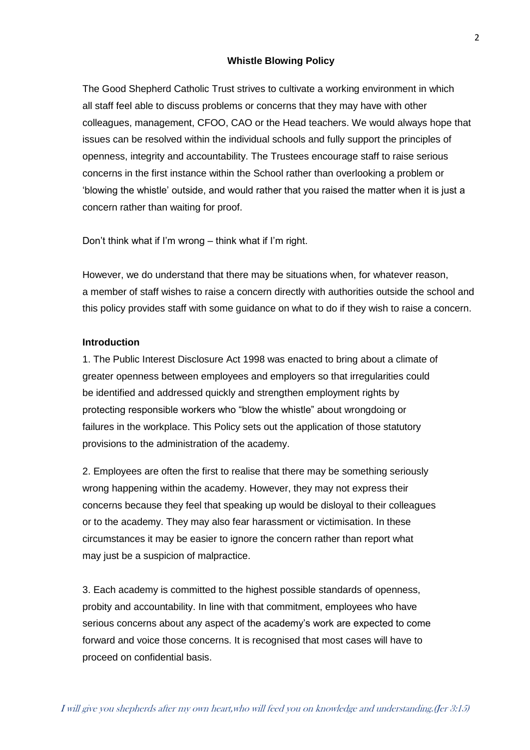## Whistle Blowing Policy

The Good Shepherd Catholic Trust strives to cultivate a working environment in which all staff feel able to discuss problems or concerns that they may have with other colleagues, management, CFOO, CAO or the Head teachers. We would always hope that issues can be resolved within the individual schools and fully support the principles of openness, integrity and accountability. The Trustees encourage staff to raise serious concerns in the first instance within the School rather than overlooking a problem or 'blowing the whistle' outside, and would rather that you raised the matter when it is just a concern rather than waiting for proof.

Don't think what if I'm wrong – think what if I'm right.

However, we do understand that there may be situations when, for whatever reason, a member of staff wishes to raise a concern directly with authorities outside the school and this policy provides staff with some guidance on what to do if they wish to raise a concern.

### Introduction

1. The Public Interest Disclosure Act 1998 was enacted to bring about a climate of greater openness between employees and employers so that irregularities could be identified and addressed quickly and strengthen employment rights by protecting responsible workers who "blow the whistle" about wrongdoing or failures in the workplace. This Policy sets out the application of those statutory provisions to the administration of the academy.

2. Employees are often the first to realise that there may be something seriously wrong happening within the academy. However, they may not express their concerns because they feel that speaking up would be disloyal to their colleagues or to the academy. They may also fear harassment or victimisation. In these circumstances it may be easier to ignore the concern rather than report what may just be a suspicion of malpractice.

3. Each academy is committed to the highest possible standards of openness, probity and accountability. In line with that commitment, employees who have serious concerns about any aspect of the academy's work are expected to come forward and voice those concerns. It is recognised that most cases will have to proceed on confidential basis.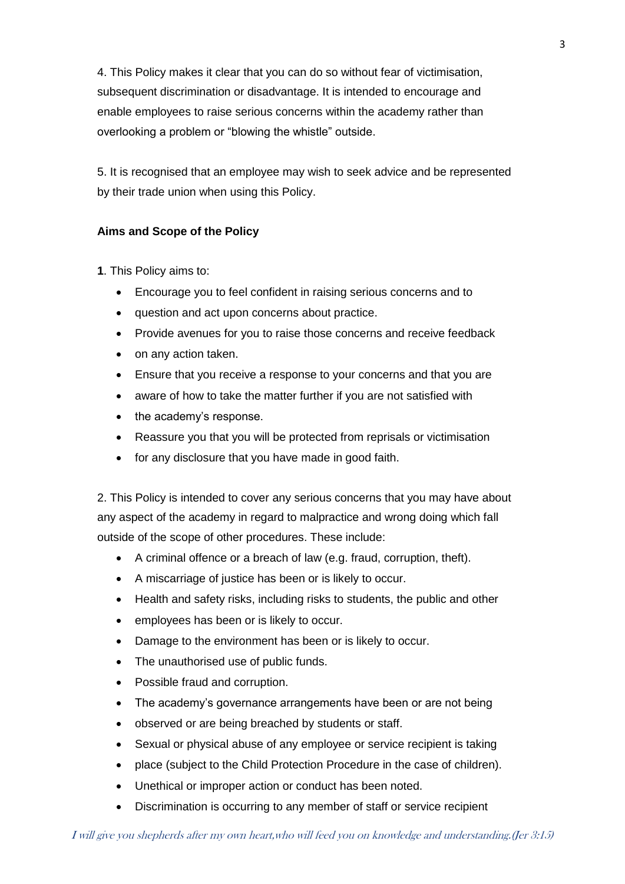4. This Policy makes it clear that you can do so without fear of victimisation, subsequent discrimination or disadvantage. It is intended to encourage and enable employees to raise serious concerns within the academy rather than overlooking a problem or "blowing the whistle" outside.

5. It is recognised that an employee may wish to seek advice and be represented by their trade union when using this Policy.

**Aims and Scope of the Policy**

**1**. This Policy aims to:

- Encourage you to feel confident in raising serious concerns and to
- question and act upon concerns about practice.
- Provide avenues for you to raise those concerns and receive feedback
- on any action taken.
- Ensure that you receive a response to your concerns and that you are
- aware of how to take the matter further if you are not satisfied with
- the academy's response.
- Reassure you that you will be protected from reprisals or victimisation
- for any disclosure that you have made in good faith.

2. This Policy is intended to cover any serious concerns that you may have about any aspect of the academy in regard to malpractice and wrong doing which fall outside of the scope of other procedures. These include:

- A criminal offence or a breach of law (e.g. fraud, corruption, theft).
- A miscarriage of justice has been or is likely to occur.
- Health and safety risks, including risks to students, the public and other
- employees has been or is likely to occur.
- Damage to the environment has been or is likely to occur.
- The unauthorised use of public funds.
- Possible fraud and corruption.
- The academy's governance arrangements have been or are not being
- observed or are being breached by students or staff.
- Sexual or physical abuse of any employee or service recipient is taking
- place (subject to the Child Protection Procedure in the case of children).
- Unethical or improper action or conduct has been noted.
- Discrimination is occurring to any member of staff or service recipient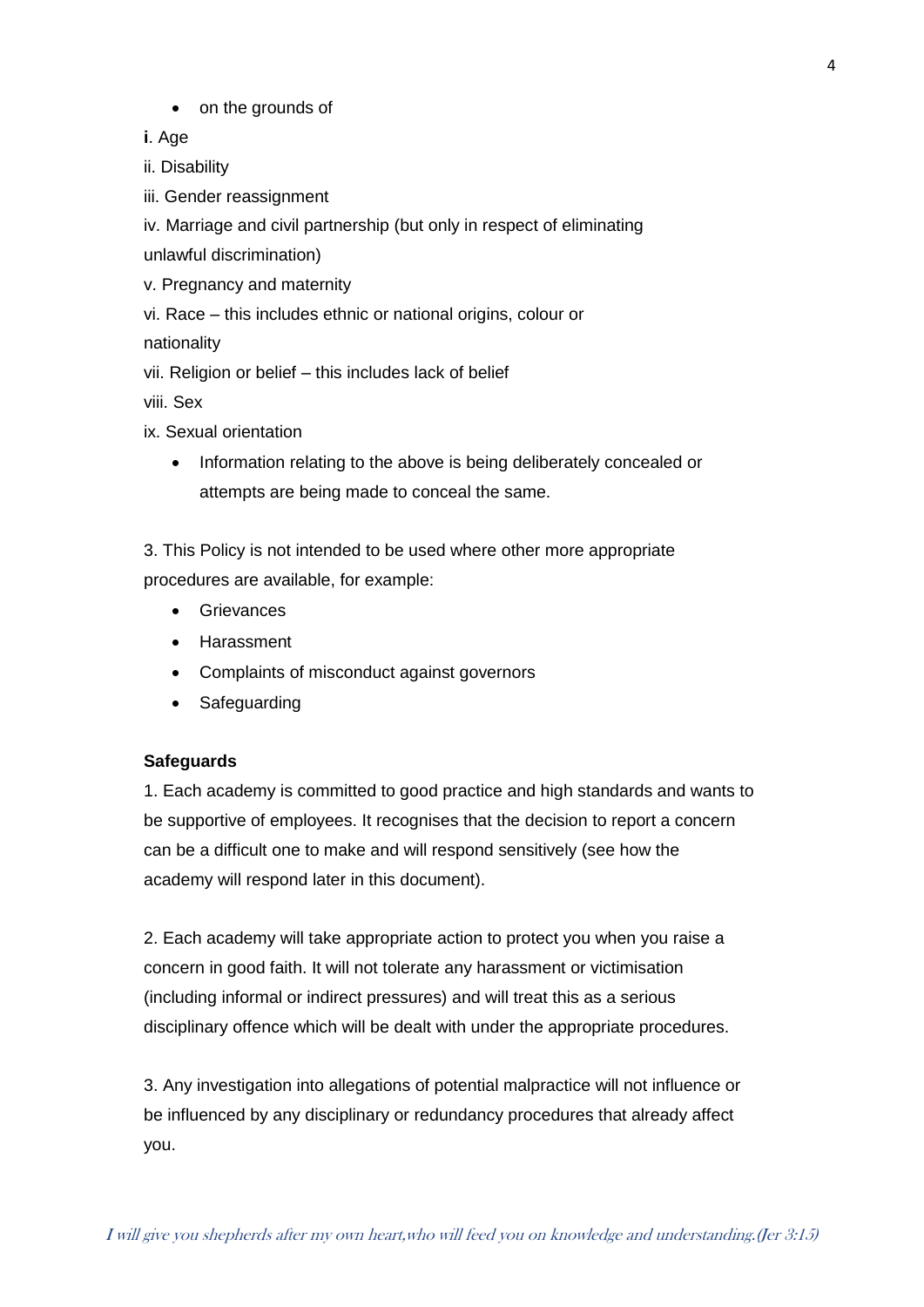- on the grounds of

**i**. Age

ii. Disability

iii. Gender reassignment

iv. Marriage and civil partnership (but only in respect of eliminating unlawful discrimination)

v. Pregnancy and maternity

vi. Race – this includes ethnic or national origins, colour or nationality

vii. Religion or belief – this includes lack of belief

viii. Sex

ix. Sexual orientation

- Information relating to the above is being deliberately concealed or attempts are being made to conceal the same.

3. This Policy is not intended to be used where other more appropriate procedures are available, for example:

- Grievances
- Harassment
- Complaints of misconduct against governors
- Safeguarding

**Safeguards**

1. Each academy is committed to good practice and high standards and wants to be supportive of employees. It recognises that the decision to report a concern can be a difficult one to make and will respond sensitively (see how the academy will respond later in this document).

2. Each academy will take appropriate action to protect you when you raise a concern in good faith. It will not tolerate any harassment or victimisation (including informal or indirect pressures) and will treat this as a serious disciplinary offence which will be dealt with under the appropriate procedures.

3. Any investigation into allegations of potential malpractice will not influence or be influenced by any disciplinary or redundancy procedures that already affect you.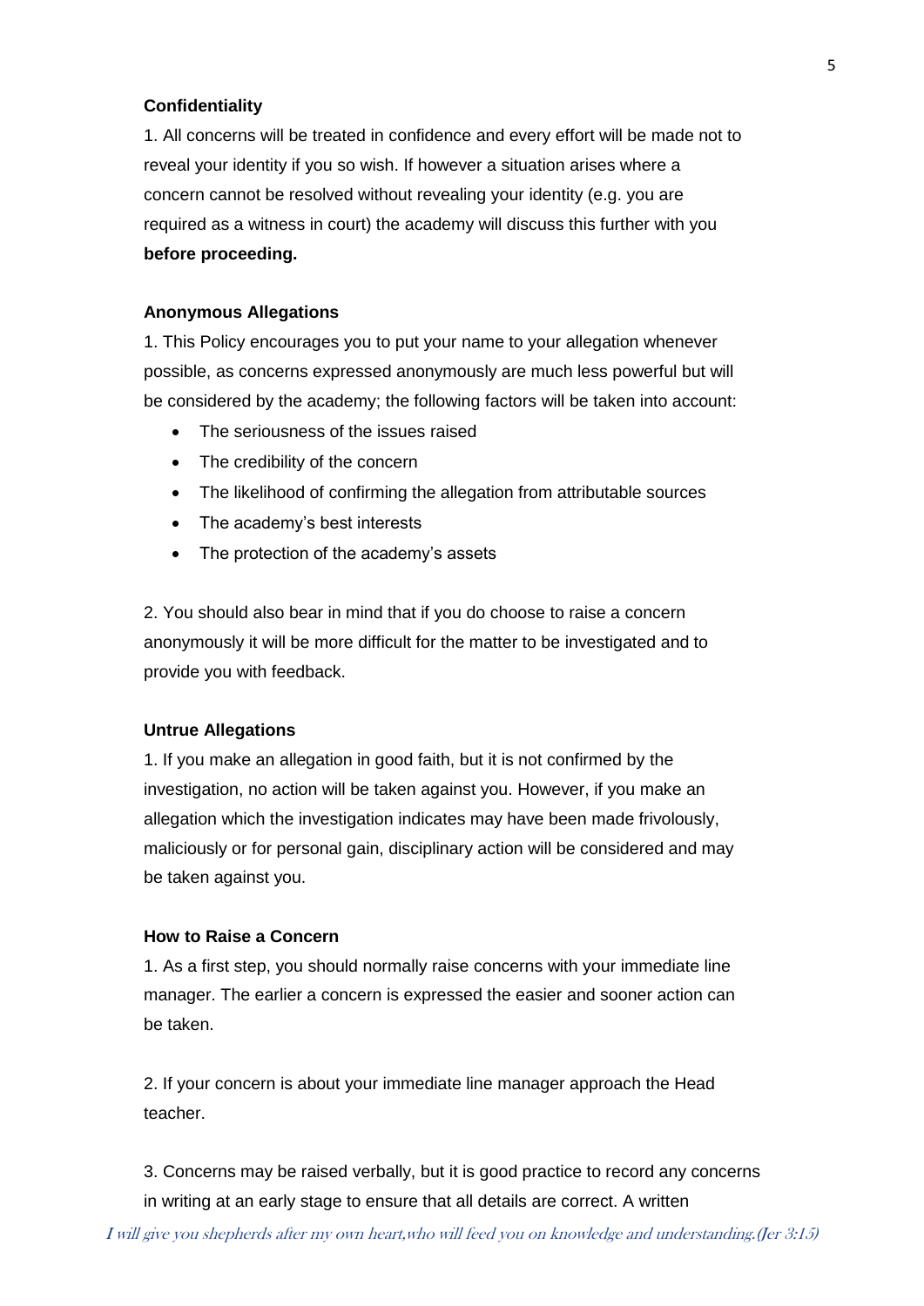**Confidentiality**

1. All concerns will be treated in confidence and every effort will be made not to reveal your identity if you so wish. If however a situation arises where a concern cannot be resolved without revealing your identity (e.g. you are required as a witness in court) the academy will discuss this further with you **before proceeding.**

**Anonymous Allegations**

1. This Policy encourages you to put your name to your allegation whenever possible, as concerns expressed anonymously are much less powerful but will be considered by the academy; the following factors will be taken into account:

- The seriousness of the issues raised
- The credibility of the concern
- The likelihood of confirming the allegation from attributable sources
- The academy's best interests
- The protection of the academy's assets

2. You should also bear in mind that if you do choose to raise a concern anonymously it will be more difficult for the matter to be investigated and to provide you with feedback.

**Untrue Allegations**

1. If you make an allegation in good faith, but it is not confirmed by the investigation, no action will be taken against you. However, if you make an allegation which the investigation indicates may have been made frivolously, maliciously or for personal gain, disciplinary action will be considered and may be taken against you.

**How to Raise a Concern**

1. As a first step, you should normally raise concerns with your immediate line manager. The earlier a concern is expressed the easier and sooner action can be taken.

2. If your concern is about your immediate line manager approach the Head teacher.

3. Concerns may be raised verbally, but it is good practice to record any concerns in writing at an early stage to ensure that all details are correct. A written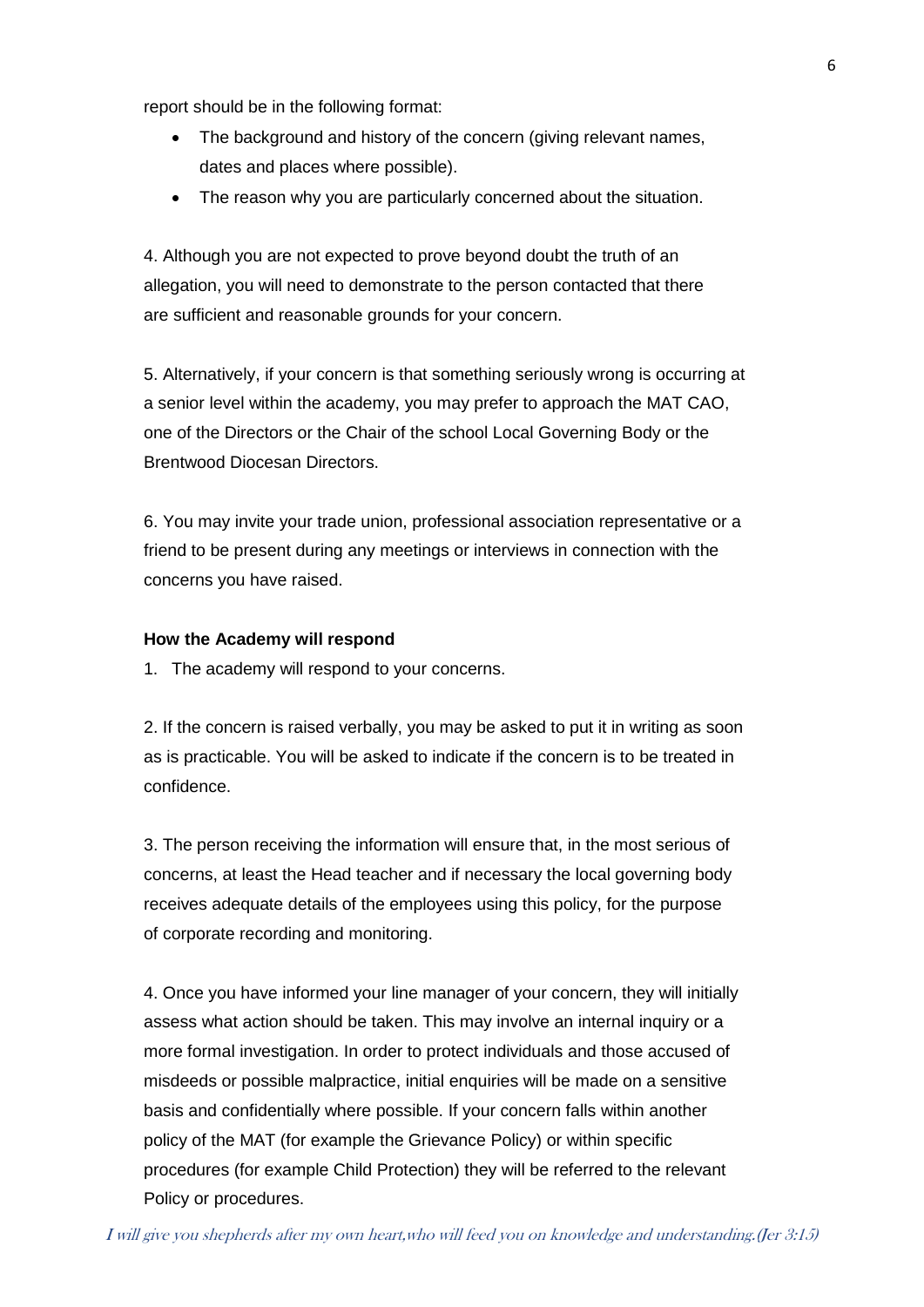report should be in the following format:

- The background and history of the concern (giving relevant names, dates and places where possible).
- The reason why you are particularly concerned about the situation.

4. Although you are not expected to prove beyond doubt the truth of an allegation, you will need to demonstrate to the person contacted that there are sufficient and reasonable grounds for your concern.

5. Alternatively, if your concern is that something seriously wrong is occurring at a senior level within the academy, you may prefer to approach the MAT CAO, one of the Directors or the Chair of the school Local Governing Body or the Brentwood Diocesan Directors.

6. You may invite your trade union, professional association representative or a friend to be present during any meetings or interviews in connection with the concerns you have raised.

**How the Academy will respond**

1. The academy will respond to your concerns.

2. If the concern is raised verbally, you may be asked to put it in writing as soon as is practicable. You will be asked to indicate if the concern is to be treated in confidence.

3. The person receiving the information will ensure that, in the most serious of concerns, at least the Head teacher and if necessary the local governing body receives adequate details of the employees using this policy, for the purpose of corporate recording and monitoring.

4. Once you have informed your line manager of your concern, they will initially assess what action should be taken. This may involve an internal inquiry or a more formal investigation. In order to protect individuals and those accused of misdeeds or possible malpractice, initial enquiries will be made on a sensitive basis and confidentially where possible. If your concern falls within another policy of the MAT (for example the Grievance Policy) or within specific procedures (for example Child Protection) they will be referred to the relevant Policy or procedures.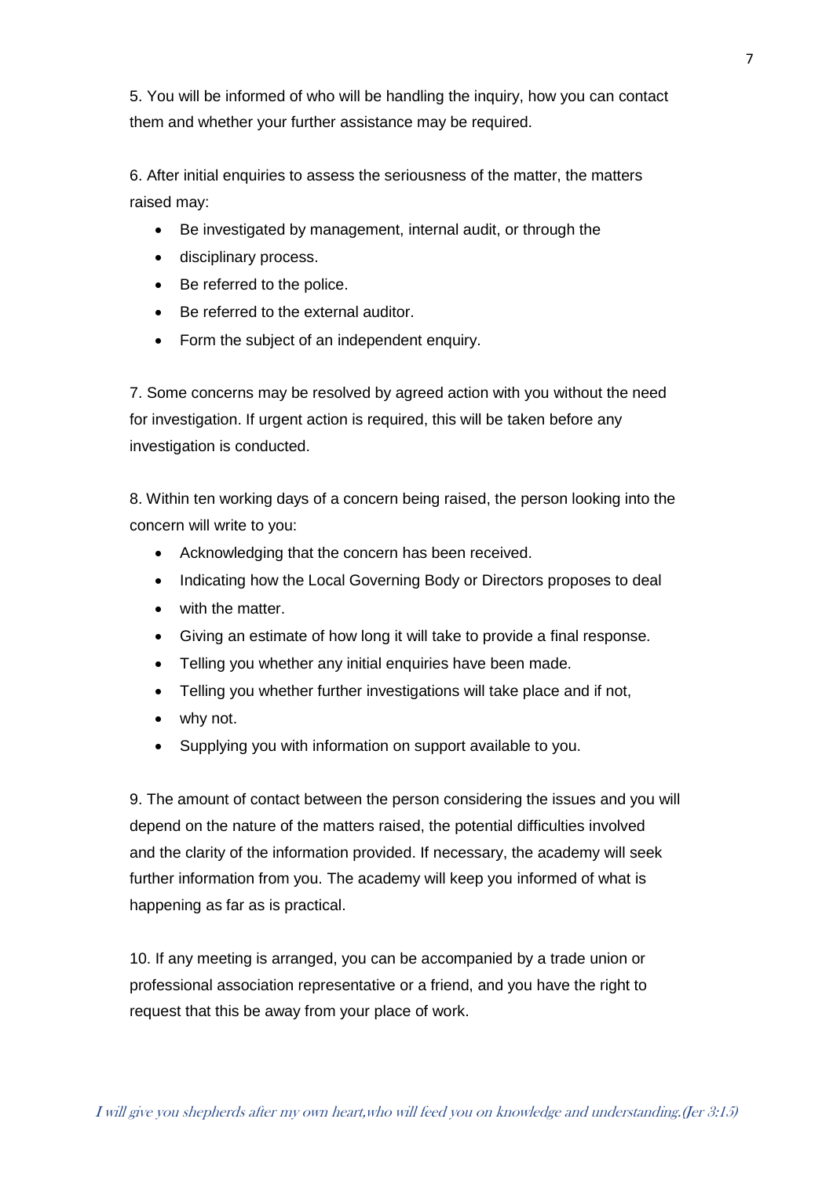5. You will be informed of who will be handling the inquiry, how you can contact them and whether your further assistance may be required.

6. After initial enquiries to assess the seriousness of the matter, the matters raised may:

- Be investigated by management, internal audit, or through the
- disciplinary process.
- Be referred to the police.
- Be referred to the external auditor.
- Form the subject of an independent enquiry.

7. Some concerns may be resolved by agreed action with you without the need for investigation. If urgent action is required, this will be taken before any investigation is conducted.

8. Within ten working days of a concern being raised, the person looking into the concern will write to you:

- Acknowledging that the concern has been received.
- Indicating how the Local Governing Body or Directors proposes to deal
- with the matter.
- Giving an estimate of how long it will take to provide a final response.
- Telling you whether any initial enquiries have been made.
- Telling you whether further investigations will take place and if not,
- why not.
- Supplying you with information on support available to you.

9. The amount of contact between the person considering the issues and you will depend on the nature of the matters raised, the potential difficulties involved and the clarity of the information provided. If necessary, the academy will seek further information from you. The academy will keep you informed of what is happening as far as is practical.

10. If any meeting is arranged, you can be accompanied by a trade union or professional association representative or a friend, and you have the right to request that this be away from your place of work.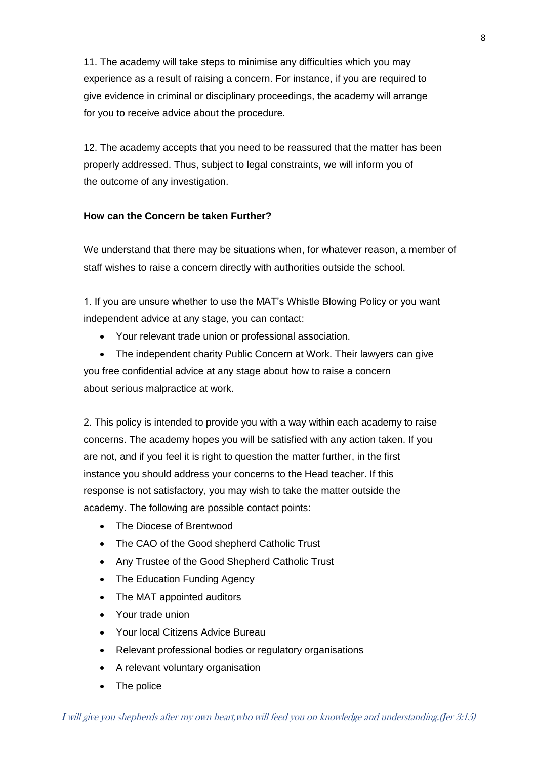11. The academy will take steps to minimise any difficulties which you may experience as a result of raising a concern. For instance, if you are required to give evidence in criminal or disciplinary proceedings, the academy will arrange for you to receive advice about the procedure.

12. The academy accepts that you need to be reassured that the matter has been properly addressed. Thus, subject to legal constraints, we will inform you of the outcome of any investigation.

**How can the Concern be taken Further?**

We understand that there may be situations when, for whatever reason, a member of staff wishes to raise a concern directly with authorities outside the school.

1. If you are unsure whether to use the MAT's Whistle Blowing Policy or you want independent advice at any stage, you can contact:

- Your relevant trade union or professional association.
- The independent charity Public Concern at Work. Their lawyers can give you free confidential advice at any stage about how to raise a concern about serious malpractice at work.

2. This policy is intended to provide you with a way within each academy to raise concerns. The academy hopes you will be satisfied with any action taken. If you are not, and if you feel it is right to question the matter further, in the first instance you should address your concerns to the Head teacher. If this response is not satisfactory, you may wish to take the matter outside the academy. The following are possible contact points:

- The Diocese of Brentwood
- The CAO of the Good shepherd Catholic Trust
- Any Trustee of the Good Shepherd Catholic Trust
- The Education Funding Agency
- The MAT appointed auditors
- Your trade union
- Your local Citizens Advice Bureau
- Relevant professional bodies or regulatory organisations
- A relevant voluntary organisation
- The police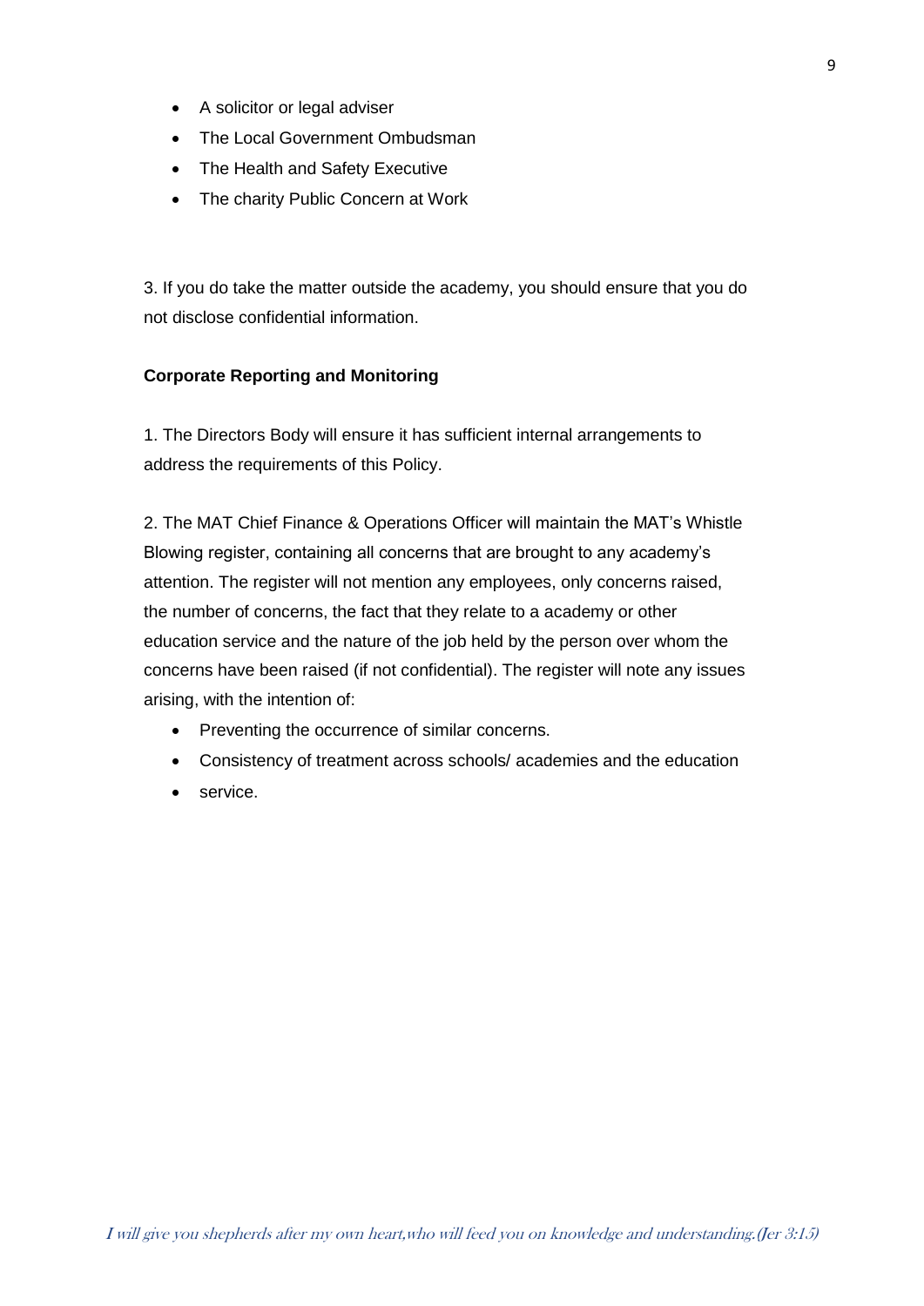- A solicitor or legal adviser
- The Local Government Ombudsman
- The Health and Safety Executive
- The charity Public Concern at Work

3. If you do take the matter outside the academy, you should ensure that you do not disclose confidential information.

**Corporate Reporting and Monitoring**

1. The Directors Body will ensure it has sufficient internal arrangements to address the requirements of this Policy.

2. The MAT Chief Finance & Operations Officer will maintain the MAT's Whistle Blowing register, containing all concerns that are brought to any academy's attention. The register will not mention any employees, only concerns raised, the number of concerns, the fact that they relate to a academy or other education service and the nature of the job held by the person over whom the concerns have been raised (if not confidential). The register will note any issues arising, with the intention of:

- Preventing the occurrence of similar concerns.
- Consistency of treatment across schools/ academies and the education
- service.